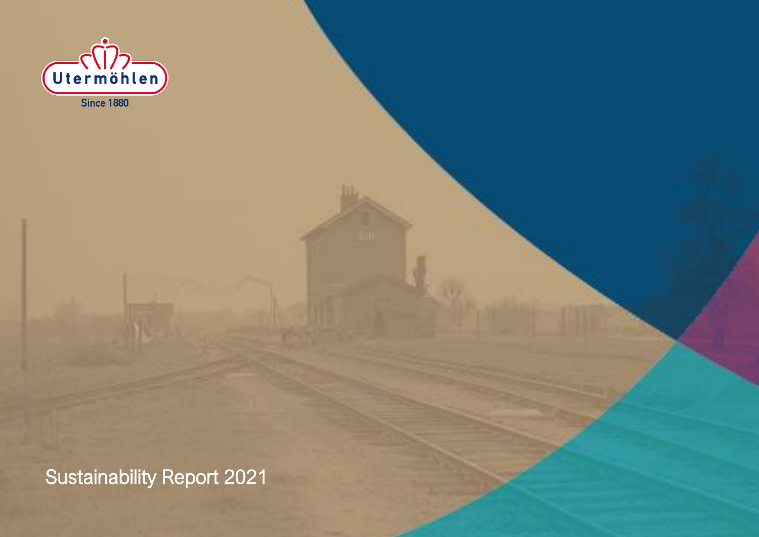Utermöhlen

Since 1880

# Sustainability Report 2021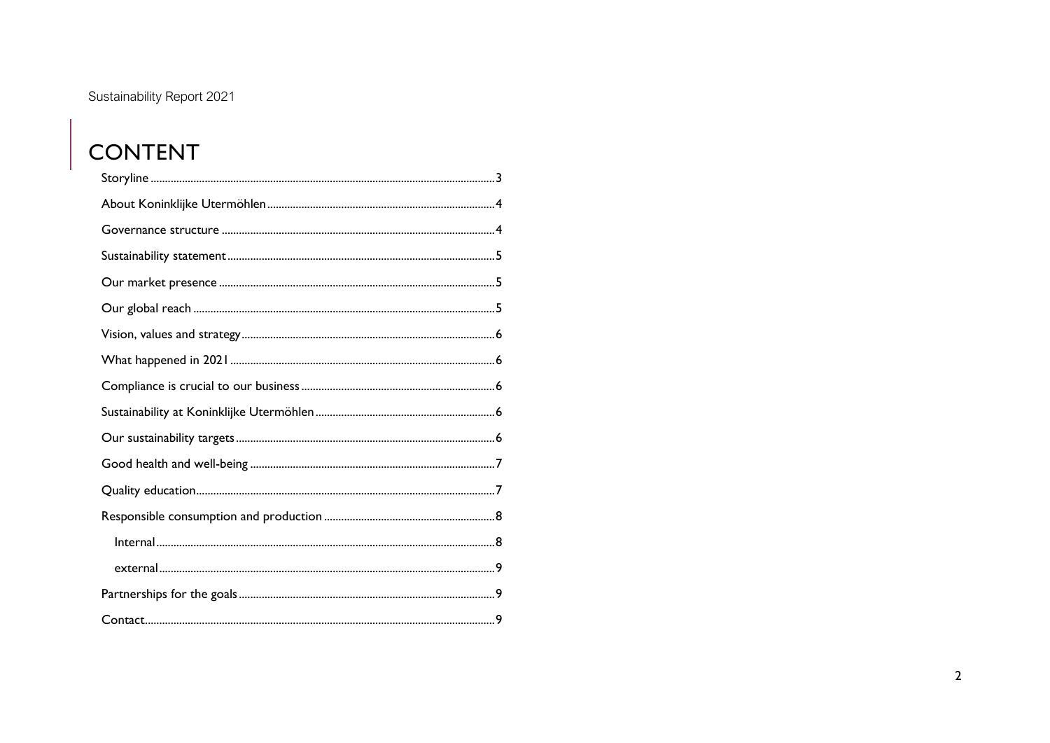# CONTENT

- Storyline ........ 3
- About Koninklijke Utermöhlen ........ 4
- Governance structure ........ 4
- Sustainability statement ........ 5
- Our market presence ........ 5
- Our global reach ........ 5
- Vision, values and strategy ........ 6
- What happened in 2021 ........ 6
- Compliance is crucial to our business ........ 6
- Sustainability at Koninklijke Utermöhlen ........ 6
- Our sustainability targets ........ 6
- Good health and well-being ........ 7
- Quality education ........ 7
- Responsible consumption and production ........ 8
  - Internal ........ 8
  - external ........ 9
- Partnerships for the goals ........ 9
- Contact ........ 9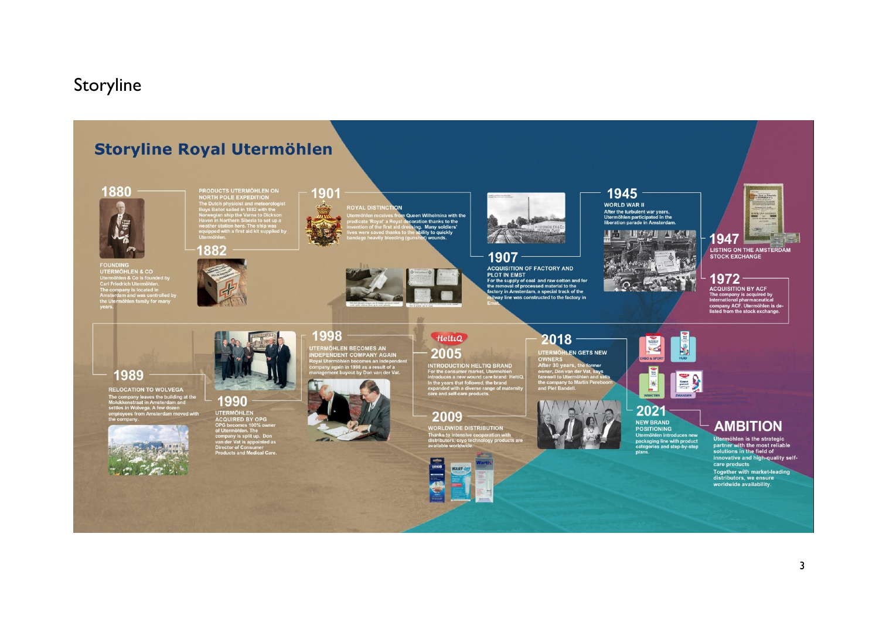# Storyline

## Storyline Royal Utermöhlen

**1880**

FOUNDING UTERMÖHLEN & CO
Utermöhlen & Co is founded by Carl Friedrich Utermöhlen. The company is located in Amsterdam and was controlled by the Utermöhlen family for many years.

**1882**

PRODUCTS UTERMÖHLEN ON NORTH POLE EXPEDITION
The Dutch physicist and meteorologist Buys Ballot sailed in 1882 with the Norwegian ship the Varna to Dickson Haven in Northern Siberia to set up a weather station here. The ship was equipped with a first aid kit supplied by Utermöhlen.

**1901**

ROYAL DISTINCTION
Utermöhlen receives from Queen Wilhelmina with the predicate 'Royal' a Royal decoration thanks to the invention of the first aid dressing. Many soldiers' lives were saved thanks to the ability to quickly bandage heavily bleeding (gunshot) wounds.

**1907**

ACQUISITION OF FACTORY AND PLOT IN EMST
For the supply of coal and raw cotton and for the removal of processed material to the factory in Amsterdam, a special track of the railway line was constructed to the factory in Emst.

**1945**

WORLD WAR II
After the turbulent war years, Utermöhlen participated in the liberation parade in Amsterdam.

**1947**

LISTING ON THE AMSTERDAM STOCK EXCHANGE

**1972**

ACQUISITION BY ACF
The company is acquired by international pharmaceutical company ACF. Utermöhlen is de-listed from the stock exchange.

**1989**

RELOCATION TO WOLVEGA
The company leaves the building at the Molukkenstraat in Amsterdam and settles in Wolvega. A few dozen employees from Amsterdam moved with the company.

**1990**

UTERMÖHLEN ACQUIRED BY OPG
OPG becomes 100% owner of Utermöhlen. The company is split up. Don van der Vat is appointed as Director of Consumer Products and Medical Care.

**1998**

UTERMÖHLEN BECOMES AN INDEPENDENT COMPANY AGAIN
Royal Utermöhlen becomes an independent company again in 1998 as a result of a management buyout by Don van der Vat.

**2005**

INTRODUCTION HELTIQ BRAND
For the consumer market, Utermöhlen introduces a new wound care brand: HeltiQ. In the years that followed, the brand expanded with a diverse range of maternity care and self-care products.

**2009**

WORLDWIDE DISTRIBUTION
Thanks to intensive cooperation with distributors, cryo technology products are available worldwide.

**2018**

UTERMÖHLEN GETS NEW OWNERS
After 30 years, the former owner, Don van der Vat, says farewell to Utermöhlen and sells the company to Martin Pereboom and Piet Bandell.

**2021**

NEW BRAND POSITIONING
Utermöhlen introduces new packaging line with product categories and step-by-step plans.

**AMBITION**

Utermöhlen is the strategic partner with the most reliable solutions in the field of innovative and high-quality self-care products

Together with market-leading distributors, we ensure worldwide availability.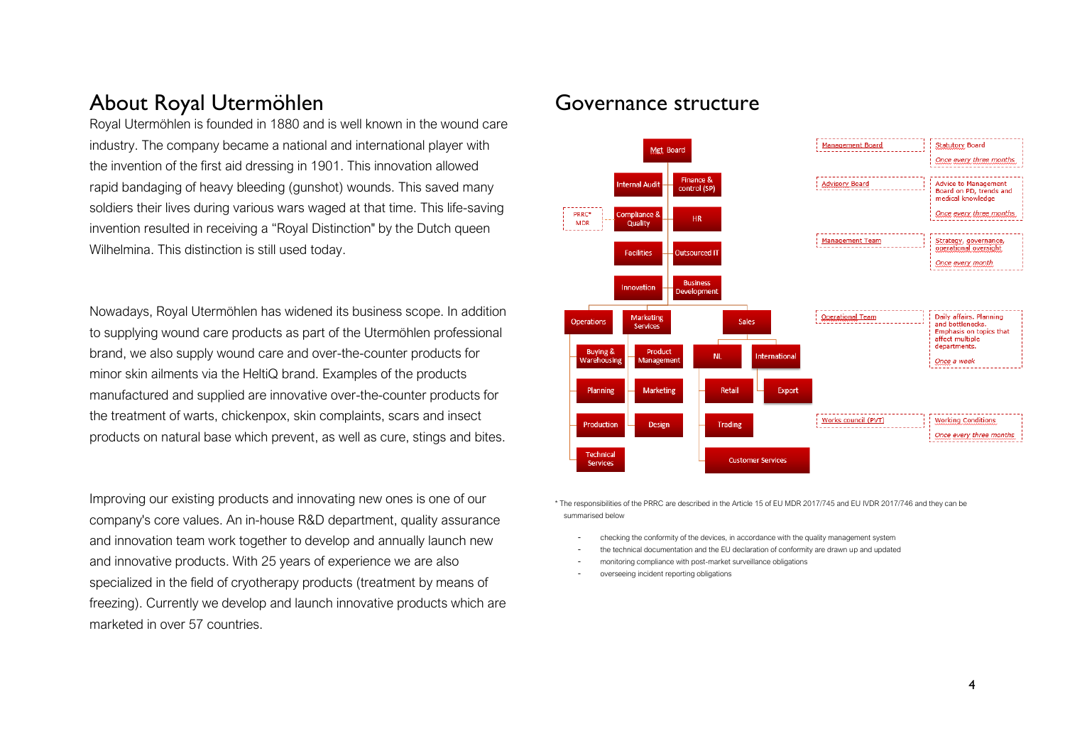# About Royal Utermöhlen

Royal Utermöhlen is founded in 1880 and is well known in the wound care industry. The company became a national and international player with the invention of the first aid dressing in 1901. This innovation allowed rapid bandaging of heavy bleeding (gunshot) wounds. This saved many soldiers their lives during various wars waged at that time. This life-saving invention resulted in receiving a "Royal Distinction" by the Dutch queen Wilhelmina. This distinction is still used today.

Nowadays, Royal Utermöhlen has widened its business scope. In addition to supplying wound care products as part of the Utermöhlen professional brand, we also supply wound care and over-the-counter products for minor skin ailments via the HeltiQ brand. Examples of the products manufactured and supplied are innovative over-the-counter products for the treatment of warts, chickenpox, skin complaints, scars and insect products on natural base which prevent, as well as cure, stings and bites.

Improving our existing products and innovating new ones is one of our company's core values. An in-house R&D department, quality assurance and innovation team work together to develop and annually launch new and innovative products. With 25 years of experience we are also specialized in the field of cryotherapy products (treatment by means of freezing). Currently we develop and launch innovative products which are marketed in over 57 countries.

# Governance structure

- Mgt Board
  - Internal Audit
  - Finance & control (SP)
  - Compliance & Quality (PRRC* MDR)
  - HR
  - Facilities
  - Outsourced IT
  - Innovation
  - Business Development
  - Operations
    - Buying & Warehousing
    - Planning
    - Production
    - Technical Services
  - Marketing Services
    - Product Management
    - Marketing
    - Design
  - Sales
    - NL
      - Retail
      - Trading
      - Customer Services
    - International
      - Export

| Body | Description |
|---|---|
| Management Board | Statutory Board. Once every three months |
| Advisory Board | Advice to Management Board on PD, trends and medical knowledge. Once every three months |
| Management Team | Strategy, governance, operational oversight. Once every month |
| Operational Team | Daily affairs. Planning and bottlenecks. Emphasis on topics that affect multiple departments. Once a week |
| Works council (PVT) | Working Conditions. Once every three months |

\* The responsibilities of the PRRC are described in the Article 15 of EU MDR 2017/745 and EU IVDR 2017/746 and they can be summarised below

- checking the conformity of the devices, in accordance with the quality management system
- the technical documentation and the EU declaration of conformity are drawn up and updated
- monitoring compliance with post-market surveillance obligations
- overseeing incident reporting obligations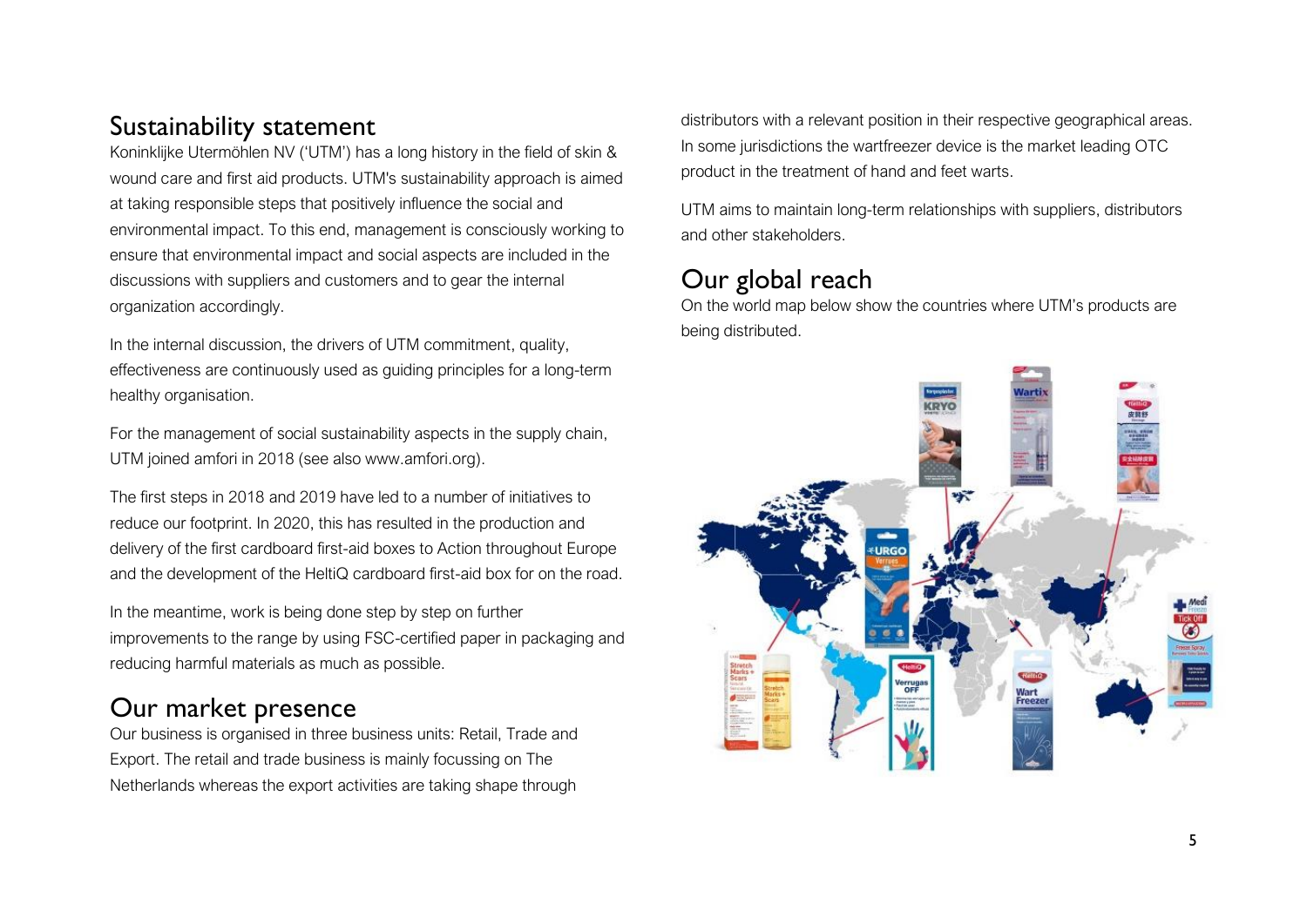## Sustainability statement

Koninklijke Utermöhlen NV ('UTM') has a long history in the field of skin & wound care and first aid products. UTM's sustainability approach is aimed at taking responsible steps that positively influence the social and environmental impact. To this end, management is consciously working to ensure that environmental impact and social aspects are included in the discussions with suppliers and customers and to gear the internal organization accordingly.

In the internal discussion, the drivers of UTM commitment, quality, effectiveness are continuously used as guiding principles for a long-term healthy organisation.

For the management of social sustainability aspects in the supply chain, UTM joined amfori in 2018 (see also www.amfori.org).

The first steps in 2018 and 2019 have led to a number of initiatives to reduce our footprint. In 2020, this has resulted in the production and delivery of the first cardboard first-aid boxes to Action throughout Europe and the development of the HeltiQ cardboard first-aid box for on the road.

In the meantime, work is being done step by step on further improvements to the range by using FSC-certified paper in packaging and reducing harmful materials as much as possible.

## Our market presence

Our business is organised in three business units: Retail, Trade and Export. The retail and trade business is mainly focussing on The Netherlands whereas the export activities are taking shape through distributors with a relevant position in their respective geographical areas. In some jurisdictions the wartfreezer device is the market leading OTC product in the treatment of hand and feet warts.

UTM aims to maintain long-term relationships with suppliers, distributors and other stakeholders.

## Our global reach

On the world map below show the countries where UTM's products are being distributed.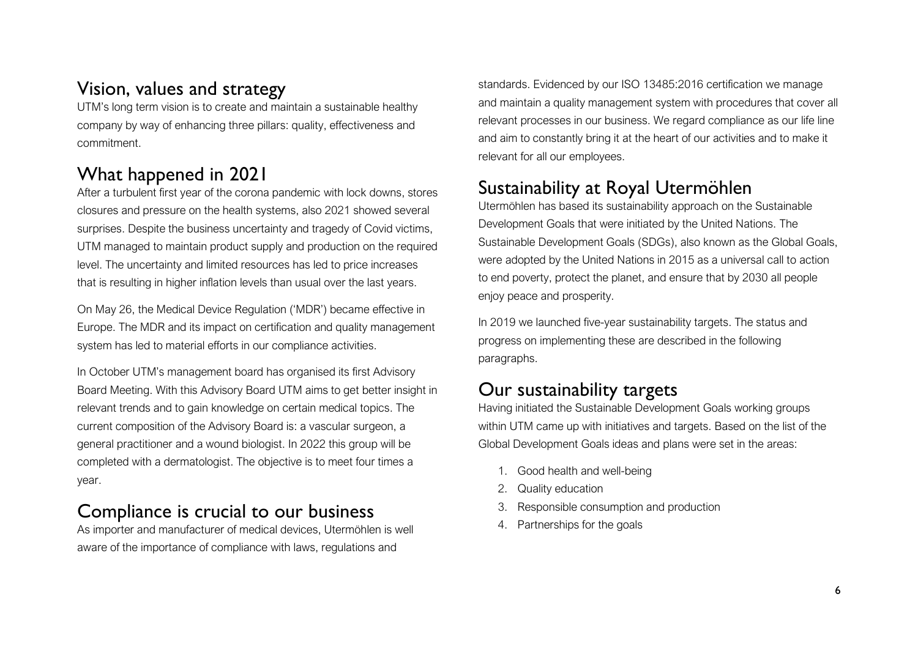## Vision, values and strategy

UTM's long term vision is to create and maintain a sustainable healthy company by way of enhancing three pillars: quality, effectiveness and commitment.

## What happened in 2021

After a turbulent first year of the corona pandemic with lock downs, stores closures and pressure on the health systems, also 2021 showed several surprises. Despite the business uncertainty and tragedy of Covid victims, UTM managed to maintain product supply and production on the required level. The uncertainty and limited resources has led to price increases that is resulting in higher inflation levels than usual over the last years.

On May 26, the Medical Device Regulation ('MDR') became effective in Europe. The MDR and its impact on certification and quality management system has led to material efforts in our compliance activities.

In October UTM's management board has organised its first Advisory Board Meeting. With this Advisory Board UTM aims to get better insight in relevant trends and to gain knowledge on certain medical topics. The current composition of the Advisory Board is: a vascular surgeon, a general practitioner and a wound biologist. In 2022 this group will be completed with a dermatologist. The objective is to meet four times a year.

## Compliance is crucial to our business

As importer and manufacturer of medical devices, Utermöhlen is well aware of the importance of compliance with laws, regulations and standards. Evidenced by our ISO 13485:2016 certification we manage and maintain a quality management system with procedures that cover all relevant processes in our business. We regard compliance as our life line and aim to constantly bring it at the heart of our activities and to make it relevant for all our employees.

## Sustainability at Royal Utermöhlen

Utermöhlen has based its sustainability approach on the Sustainable Development Goals that were initiated by the United Nations. The Sustainable Development Goals (SDGs), also known as the Global Goals, were adopted by the United Nations in 2015 as a universal call to action to end poverty, protect the planet, and ensure that by 2030 all people enjoy peace and prosperity.

In 2019 we launched five-year sustainability targets. The status and progress on implementing these are described in the following paragraphs.

## Our sustainability targets

Having initiated the Sustainable Development Goals working groups within UTM came up with initiatives and targets. Based on the list of the Global Development Goals ideas and plans were set in the areas:

1. Good health and well-being
2. Quality education
3. Responsible consumption and production
4. Partnerships for the goals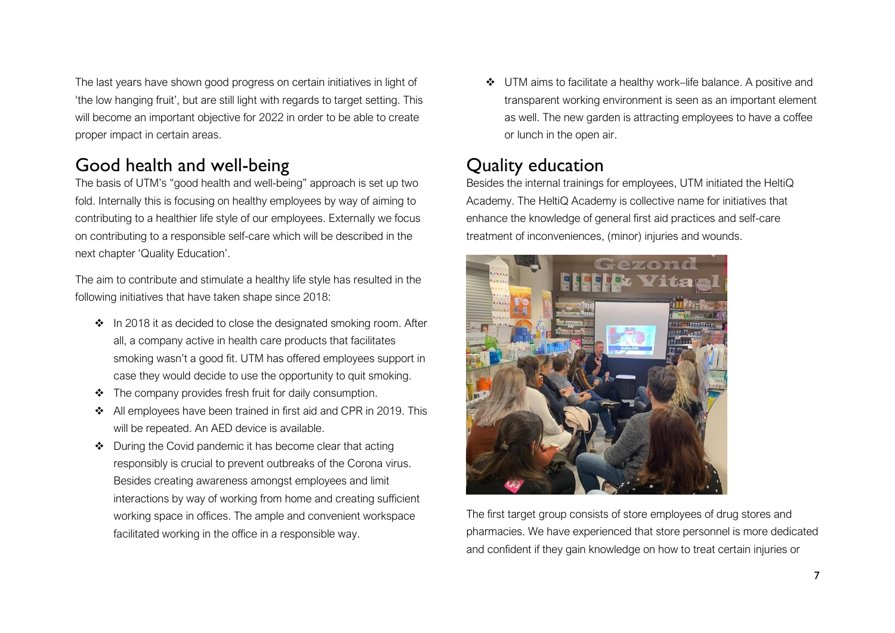The last years have shown good progress on certain initiatives in light of 'the low hanging fruit', but are still light with regards to target setting. This will become an important objective for 2022 in order to be able to create proper impact in certain areas.

## Good health and well-being

The basis of UTM's "good health and well-being" approach is set up two fold. Internally this is focusing on healthy employees by way of aiming to contributing to a healthier life style of our employees. Externally we focus on contributing to a responsible self-care which will be described in the next chapter 'Quality Education'.

The aim to contribute and stimulate a healthy life style has resulted in the following initiatives that have taken shape since 2018:

- In 2018 it as decided to close the designated smoking room. After all, a company active in health care products that facilitates smoking wasn't a good fit. UTM has offered employees support in case they would decide to use the opportunity to quit smoking.
- The company provides fresh fruit for daily consumption.
- All employees have been trained in first aid and CPR in 2019. This will be repeated. An AED device is available.
- During the Covid pandemic it has become clear that acting responsibly is crucial to prevent outbreaks of the Corona virus. Besides creating awareness amongst employees and limit interactions by way of working from home and creating sufficient working space in offices. The ample and convenient workspace facilitated working in the office in a responsible way.
- UTM aims to facilitate a healthy work–life balance. A positive and transparent working environment is seen as an important element as well. The new garden is attracting employees to have a coffee or lunch in the open air.

## Quality education

Besides the internal trainings for employees, UTM initiated the HeltiQ Academy. The HeltiQ Academy is collective name for initiatives that enhance the knowledge of general first aid practices and self-care treatment of inconveniences, (minor) injuries and wounds.

The first target group consists of store employees of drug stores and pharmacies. We have experienced that store personnel is more dedicated and confident if they gain knowledge on how to treat certain injuries or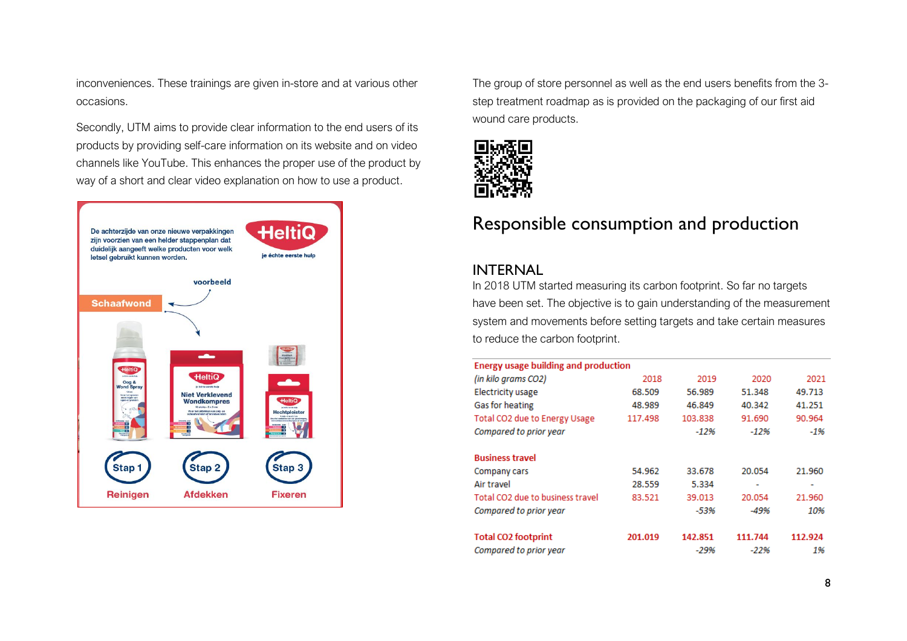inconveniences. These trainings are given in-store and at various other occasions.

Secondly, UTM aims to provide clear information to the end users of its products by providing self-care information on its website and on video channels like YouTube. This enhances the proper use of the product by way of a short and clear video explanation on how to use a product.

The group of store personnel as well as the end users benefits from the 3-step treatment roadmap as is provided on the packaging of our first aid wound care products.

## Responsible consumption and production

### INTERNAL

In 2018 UTM started measuring its carbon footprint. So far no targets have been set. The objective is to gain understanding of the measurement system and movements before setting targets and take certain measures to reduce the carbon footprint.

| **Energy usage building and production** | | | | |
|---|---|---|---|---|
| *(in kilo grams CO2)* | 2018 | 2019 | 2020 | 2021 |
| Electricity usage | 68.509 | 56.989 | 51.348 | 49.713 |
| Gas for heating | 48.989 | 46.849 | 40.342 | 41.251 |
| Total CO2 due to Energy Usage | 117.498 | 103.838 | 91.690 | 90.964 |
| *Compared to prior year* | | *-12%* | *-12%* | *-1%* |
| | | | | |
| **Business travel** | | | | |
| Company cars | 54.962 | 33.678 | 20.054 | 21.960 |
| Air travel | 28.559 | 5.334 | - | - |
| Total CO2 due to business travel | 83.521 | 39.013 | 20.054 | 21.960 |
| *Compared to prior year* | | *-53%* | *-49%* | *10%* |
| | | | | |
| **Total CO2 footprint** | **201.019** | **142.851** | **111.744** | **112.924** |
| *Compared to prior year* | | *-29%* | *-22%* | *1%* |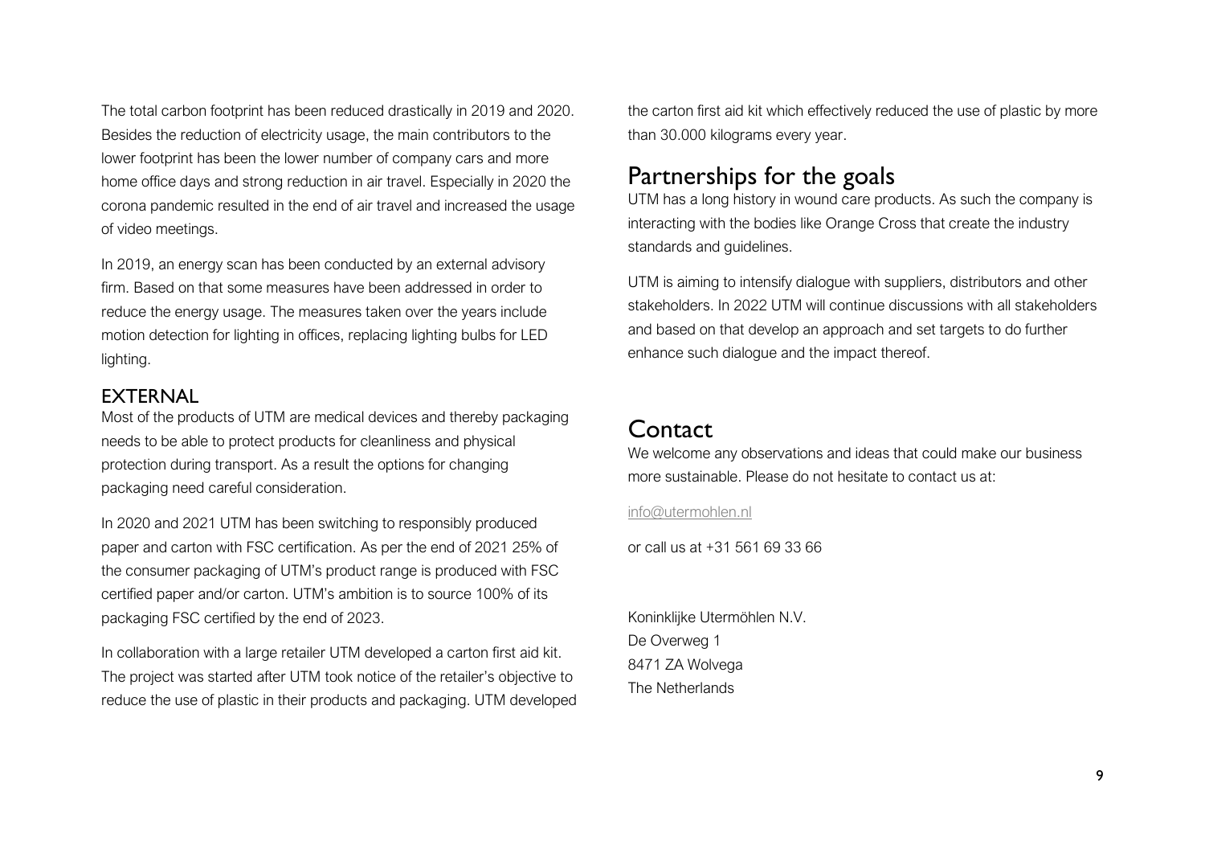The total carbon footprint has been reduced drastically in 2019 and 2020. Besides the reduction of electricity usage, the main contributors to the lower footprint has been the lower number of company cars and more home office days and strong reduction in air travel. Especially in 2020 the corona pandemic resulted in the end of air travel and increased the usage of video meetings.

In 2019, an energy scan has been conducted by an external advisory firm. Based on that some measures have been addressed in order to reduce the energy usage. The measures taken over the years include motion detection for lighting in offices, replacing lighting bulbs for LED lighting.

### EXTERNAL

Most of the products of UTM are medical devices and thereby packaging needs to be able to protect products for cleanliness and physical protection during transport. As a result the options for changing packaging need careful consideration.

In 2020 and 2021 UTM has been switching to responsibly produced paper and carton with FSC certification. As per the end of 2021 25% of the consumer packaging of UTM's product range is produced with FSC certified paper and/or carton. UTM's ambition is to source 100% of its packaging FSC certified by the end of 2023.

In collaboration with a large retailer UTM developed a carton first aid kit. The project was started after UTM took notice of the retailer's objective to reduce the use of plastic in their products and packaging. UTM developed the carton first aid kit which effectively reduced the use of plastic by more than 30.000 kilograms every year.

## Partnerships for the goals

UTM has a long history in wound care products. As such the company is interacting with the bodies like Orange Cross that create the industry standards and guidelines.

UTM is aiming to intensify dialogue with suppliers, distributors and other stakeholders. In 2022 UTM will continue discussions with all stakeholders and based on that develop an approach and set targets to do further enhance such dialogue and the impact thereof.

## Contact

We welcome any observations and ideas that could make our business more sustainable. Please do not hesitate to contact us at:

info@utermohlen.nl

or call us at +31 561 69 33 66

Koninklijke Utermöhlen N.V.
De Overweg 1
8471 ZA Wolvega
The Netherlands